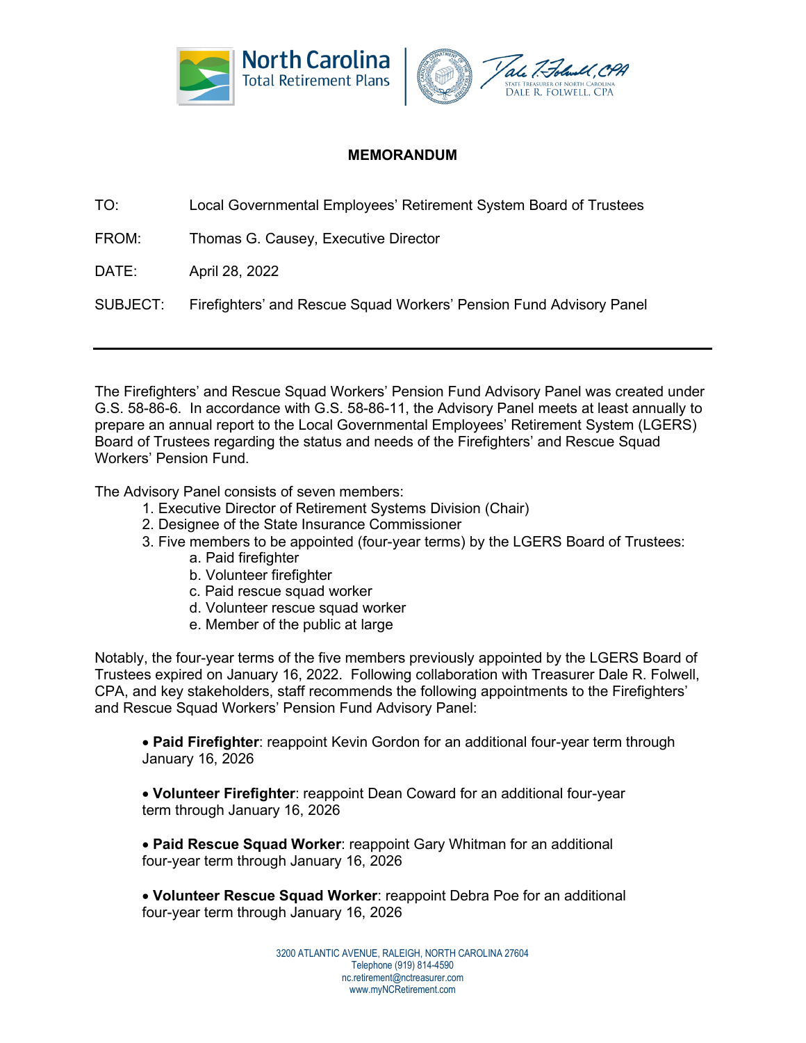North Carolina Total Retirement Plans

Dale R. Folwell, CPA
State Treasurer of North Carolina

**MEMORANDUM**

TO: Local Governmental Employees' Retirement System Board of Trustees

FROM: Thomas G. Causey, Executive Director

DATE: April 28, 2022

SUBJECT: Firefighters' and Rescue Squad Workers' Pension Fund Advisory Panel

---

The Firefighters' and Rescue Squad Workers' Pension Fund Advisory Panel was created under G.S. 58-86-6. In accordance with G.S. 58-86-11, the Advisory Panel meets at least annually to prepare an annual report to the Local Governmental Employees' Retirement System (LGERS) Board of Trustees regarding the status and needs of the Firefighters' and Rescue Squad Workers' Pension Fund.

The Advisory Panel consists of seven members:

1. Executive Director of Retirement Systems Division (Chair)
2. Designee of the State Insurance Commissioner
3. Five members to be appointed (four-year terms) by the LGERS Board of Trustees:
   a. Paid firefighter
   b. Volunteer firefighter
   c. Paid rescue squad worker
   d. Volunteer rescue squad worker
   e. Member of the public at large

Notably, the four-year terms of the five members previously appointed by the LGERS Board of Trustees expired on January 16, 2022. Following collaboration with Treasurer Dale R. Folwell, CPA, and key stakeholders, staff recommends the following appointments to the Firefighters' and Rescue Squad Workers' Pension Fund Advisory Panel:

- **Paid Firefighter**: reappoint Kevin Gordon for an additional four-year term through January 16, 2026

- **Volunteer Firefighter**: reappoint Dean Coward for an additional four-year term through January 16, 2026

- **Paid Rescue Squad Worker**: reappoint Gary Whitman for an additional four-year term through January 16, 2026

- **Volunteer Rescue Squad Worker**: reappoint Debra Poe for an additional four-year term through January 16, 2026

3200 ATLANTIC AVENUE, RALEIGH, NORTH CAROLINA 27604
Telephone (919) 814-4590
nc.retirement@nctreasurer.com
www.myNCRetirement.com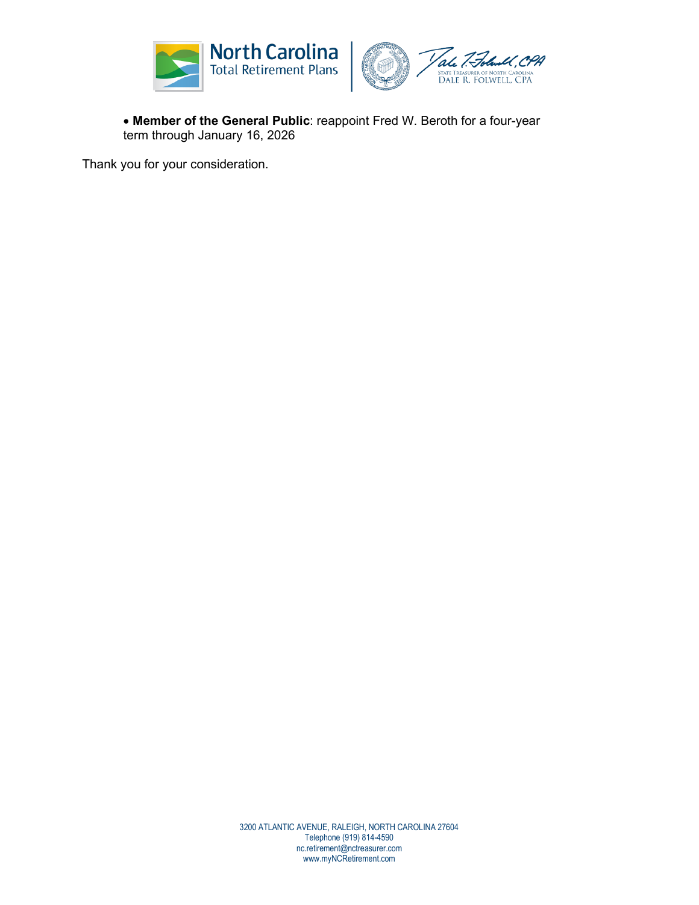- **Member of the General Public**: reappoint Fred W. Beroth for a four-year term through January 16, 2026

Thank you for your consideration.